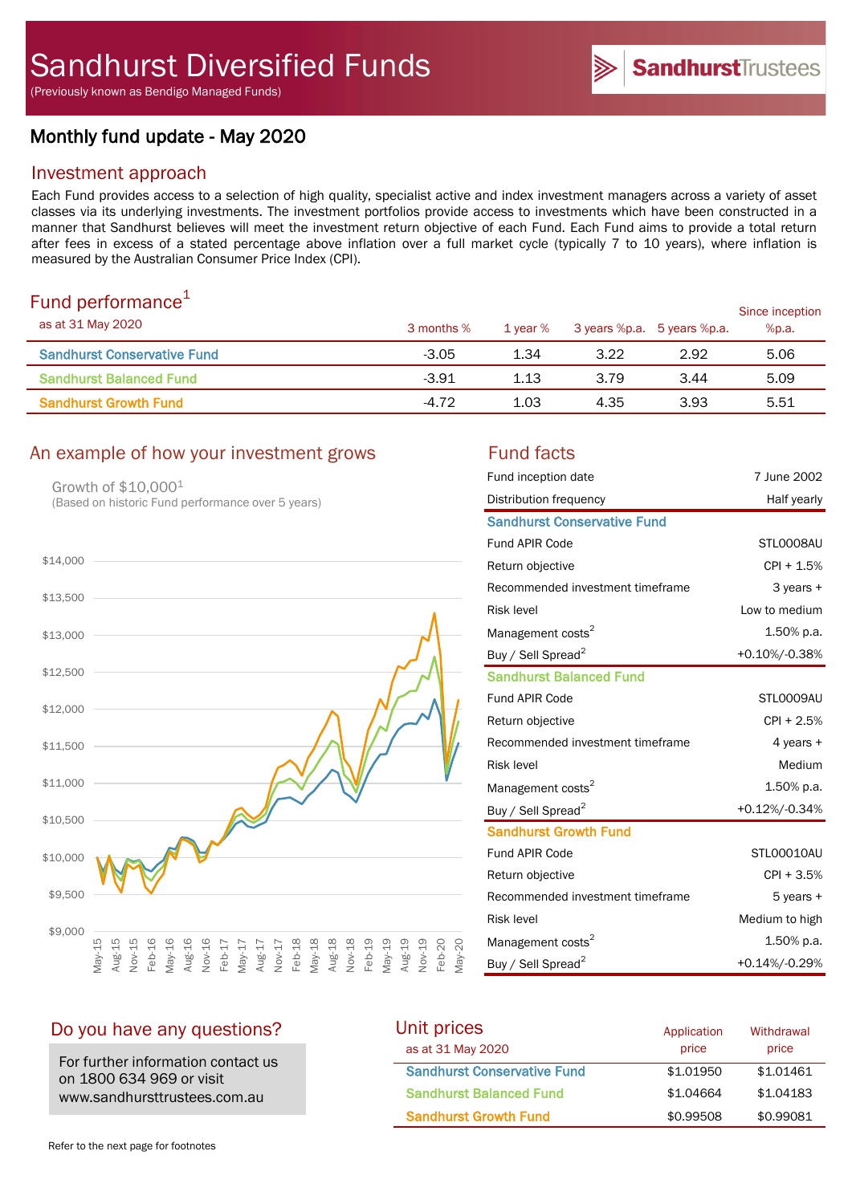# Sandhurst Diversified Funds

(Previously known as Bendigo Managed Funds)

SandhurstTrustees

## Monthly fund update - May 2020

## Investment approach

Each Fund provides access to a selection of high quality, specialist active and index investment managers across a variety of asset classes via its underlying investments. The investment portfolios provide access to investments which have been constructed in a manner that Sandhurst believes will meet the investment return objective of each Fund. Each Fund aims to provide a total return after fees in excess of a stated percentage above inflation over a full market cycle (typically 7 to 10 years), where inflation is measured by the Australian Consumer Price Index (CPI).

## Fund performance[1]

| as at 31 May 2020 | 3 months % | 1 year % | 3 years %p.a. | 5 years %p.a. | Since inception %p.a. |
|---|---|---|---|---|---|
| Sandhurst Conservative Fund | -3.05 | 1.34 | 3.22 | 2.92 | 5.06 |
| Sandhurst Balanced Fund | -3.91 | 1.13 | 3.79 | 3.44 | 5.09 |
| Sandhurst Growth Fund | -4.72 | 1.03 | 4.35 | 3.93 | 5.51 |

## An example of how your investment grows

Growth of $10,000[1]
(Based on historic Fund performance over 5 years)

## Fund facts

| | |
|---|---|
| Fund inception date | 7 June 2002 |
| Distribution frequency | Half yearly |
| **Sandhurst Conservative Fund** | |
| Fund APIR Code | STL0008AU |
| Return objective | CPI + 1.5% |
| Recommended investment timeframe | 3 years + |
| Risk level | Low to medium |
| Management costs[2] | 1.50% p.a. |
| Buy / Sell Spread[2] | +0.10%/-0.38% |
| **Sandhurst Balanced Fund** | |
| Fund APIR Code | STL0009AU |
| Return objective | CPI + 2.5% |
| Recommended investment timeframe | 4 years + |
| Risk level | Medium |
| Management costs[2] | 1.50% p.a. |
| Buy / Sell Spread[2] | +0.12%/-0.34% |
| **Sandhurst Growth Fund** | |
| Fund APIR Code | STL00010AU |
| Return objective | CPI + 3.5% |
| Recommended investment timeframe | 5 years + |
| Risk level | Medium to high |
| Management costs[2] | 1.50% p.a. |
| Buy / Sell Spread[2] | +0.14%/-0.29% |

## Do you have any questions?

For further information contact us on 1800 634 969 or visit www.sandhursttrustees.com.au

## Unit prices

| as at 31 May 2020 | Application price | Withdrawal price |
|---|---|---|
| Sandhurst Conservative Fund | $1.01950 | $1.01461 |
| Sandhurst Balanced Fund | $1.04664 | $1.04183 |
| Sandhurst Growth Fund | $0.99508 | $0.99081 |

Refer to the next page for footnotes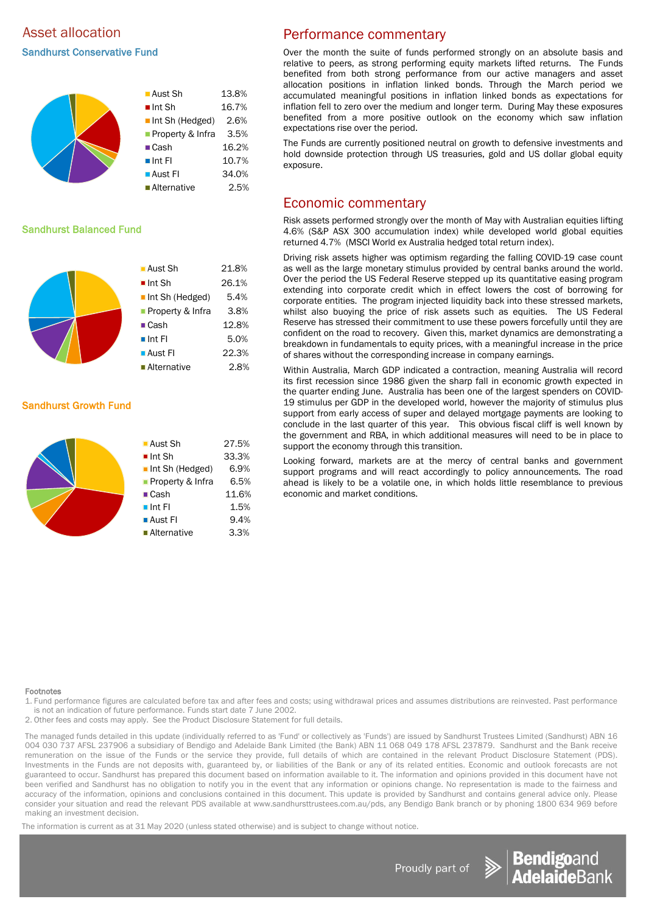## Asset allocation

### Sandhurst Conservative Fund

Aust Sh 13.8%
Int Sh 16.7%
Int Sh (Hedged) 2.6%
Property & Infra 3.5%
Cash 16.2%
Int FI 10.7%
Aust FI 34.0%
Alternative 2.5%

### Sandhurst Balanced Fund

Aust Sh 21.8%
Int Sh 26.1%
Int Sh (Hedged) 5.4%
Property & Infra 3.8%
Cash 12.8%
Int FI 5.0%
Aust FI 22.3%
Alternative 2.8%

### Sandhurst Growth Fund

Aust Sh 27.5%
Int Sh 33.3%
Int Sh (Hedged) 6.9%
Property & Infra 6.5%
Cash 11.6%
Int FI 1.5%
Aust FI 9.4%
Alternative 3.3%

## Performance commentary

Over the month the suite of funds performed strongly on an absolute basis and relative to peers, as strong performing equity markets lifted returns. The Funds benefited from both strong performance from our active managers and asset allocation positions in inflation linked bonds. Through the March period we accumulated meaningful positions in inflation linked bonds as expectations for inflation fell to zero over the medium and longer term. During May these exposures benefited from a more positive outlook on the economy which saw inflation expectations rise over the period.

The Funds are currently positioned neutral on growth to defensive investments and hold downside protection through US treasuries, gold and US dollar global equity exposure.

## Economic commentary

Risk assets performed strongly over the month of May with Australian equities lifting 4.6% (S&P ASX 300 accumulation index) while developed world global equities returned 4.7% (MSCI World ex Australia hedged total return index).

Driving risk assets higher was optimism regarding the falling COVID-19 case count as well as the large monetary stimulus provided by central banks around the world. Over the period the US Federal Reserve stepped up its quantitative easing program extending into corporate credit which in effect lowers the cost of borrowing for corporate entities. The program injected liquidity back into these stressed markets, whilst also buoying the price of risk assets such as equities. The US Federal Reserve has stressed their commitment to use these powers forcefully until they are confident on the road to recovery. Given this, market dynamics are demonstrating a breakdown in fundamentals to equity prices, with a meaningful increase in the price of shares without the corresponding increase in company earnings.

Within Australia, March GDP indicated a contraction, meaning Australia will record its first recession since 1986 given the sharp fall in economic growth expected in the quarter ending June. Australia has been one of the largest spenders on COVID-19 stimulus per GDP in the developed world, however the majority of stimulus plus support from early access of super and delayed mortgage payments are looking to conclude in the last quarter of this year. This obvious fiscal cliff is well known by the government and RBA, in which additional measures will need to be in place to support the economy through this transition.

Looking forward, markets are at the mercy of central banks and government support programs and will react accordingly to policy announcements. The road ahead is likely to be a volatile one, in which holds little resemblance to previous economic and market conditions.

**Footnotes**

1. Fund performance figures are calculated before tax and after fees and costs; using withdrawal prices and assumes distributions are reinvested. Past performance is not an indication of future performance. Funds start date 7 June 2002.
2. Other fees and costs may apply. See the Product Disclosure Statement for full details.

The managed funds detailed in this update (individually referred to as 'Fund' or collectively as 'Funds') are issued by Sandhurst Trustees Limited (Sandhurst) ABN 16 004 030 737 AFSL 237906 a subsidiary of Bendigo and Adelaide Bank Limited (the Bank) ABN 11 068 049 178 AFSL 237879. Sandhurst and the Bank receive remuneration on the issue of the Funds or the service they provide, full details of which are contained in the relevant Product Disclosure Statement (PDS). Investments in the Funds are not deposits with, guaranteed by, or liabilities of the Bank or any of its related entities. Economic and outlook forecasts are not guaranteed to occur. Sandhurst has prepared this document based on information available to it. The information and opinions provided in this document have not been verified and Sandhurst has no obligation to notify you in the event that any information or opinions change. No representation is made to the fairness and accuracy of the information, opinions and conclusions contained in this document. This update is provided by Sandhurst and contains general advice only. Please consider your situation and read the relevant PDS available at www.sandhursttrustees.com.au/pds, any Bendigo Bank branch or by phoning 1800 634 969 before making an investment decision.

The information is current as at 31 May 2020 (unless stated otherwise) and is subject to change without notice.

Proudly part of Bendigo and Adelaide Bank